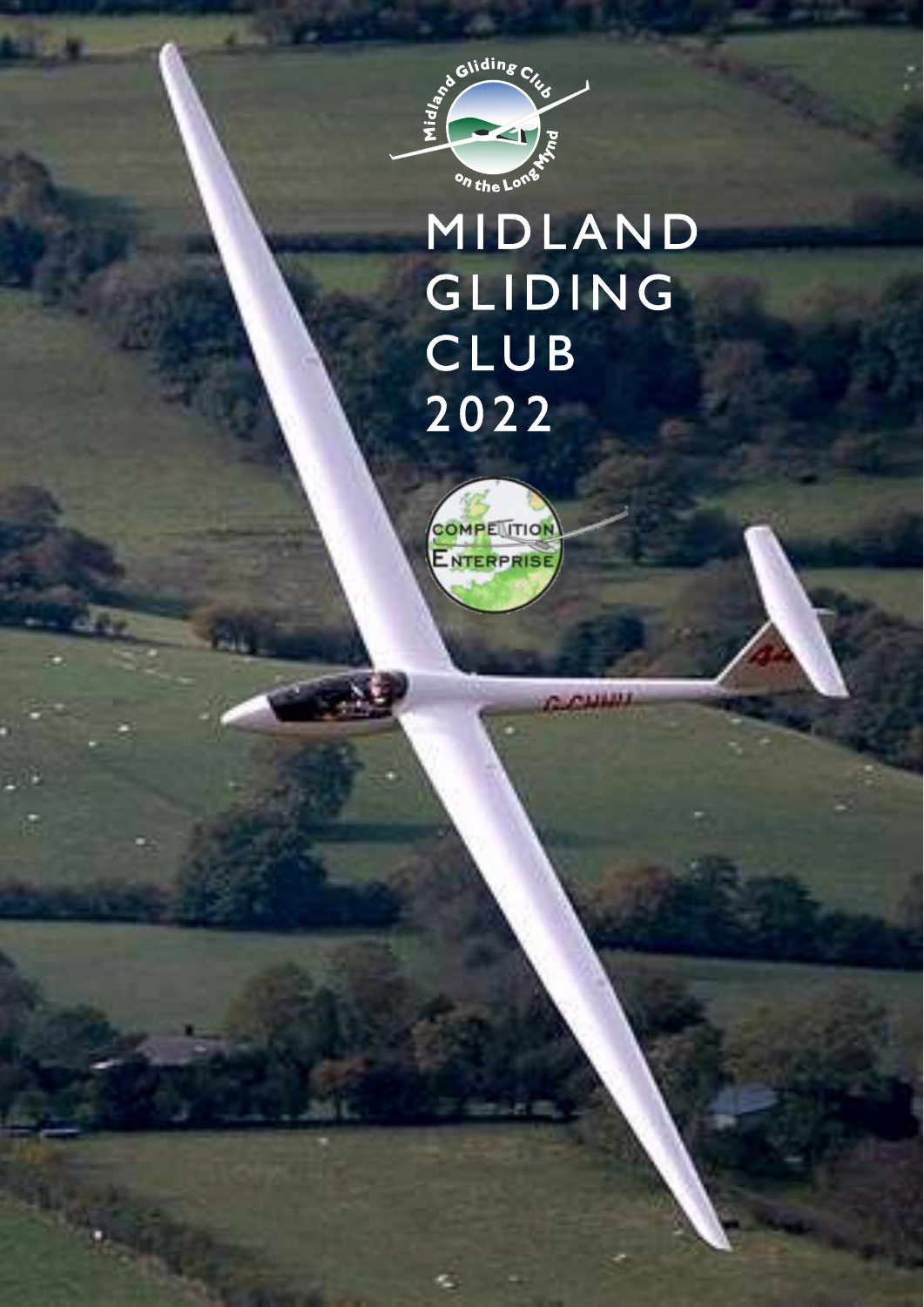# MIDLAND GLIDING CLUB 2022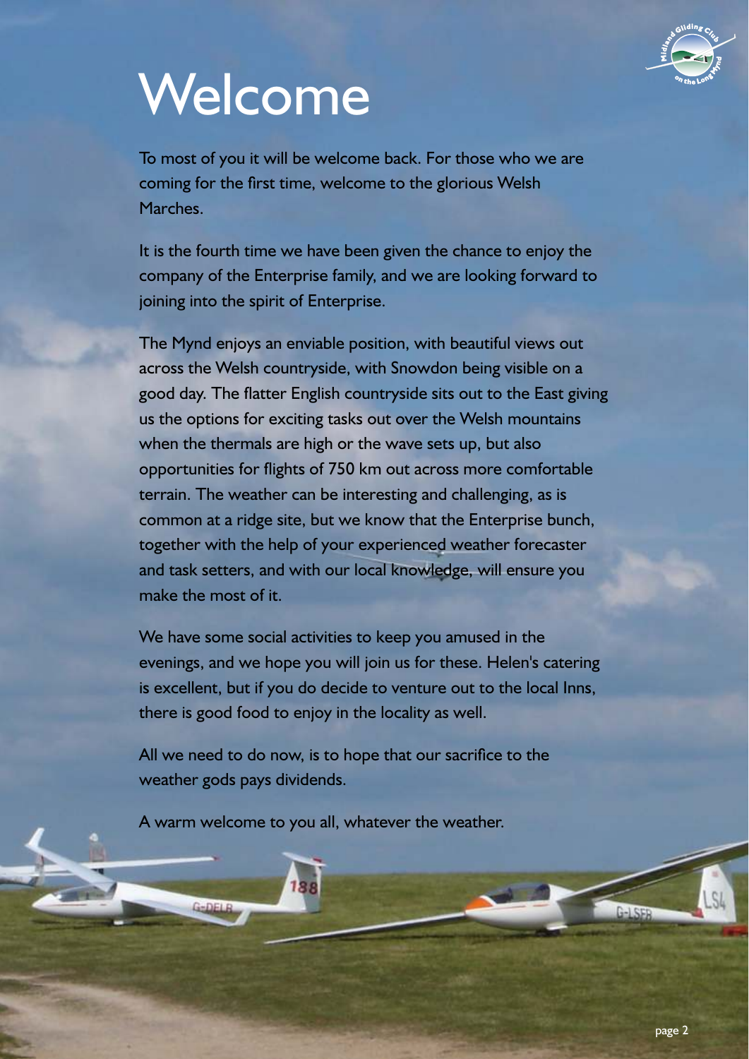# Welcome

To most of you it will be welcome back. For those who we are coming for the first time, welcome to the glorious Welsh Marches.

It is the fourth time we have been given the chance to enjoy the company of the Enterprise family, and we are looking forward to joining into the spirit of Enterprise.

The Mynd enjoys an enviable position, with beautiful views out across the Welsh countryside, with Snowdon being visible on a good day. The flatter English countryside sits out to the East giving us the options for exciting tasks out over the Welsh mountains when the thermals are high or the wave sets up, but also opportunities for flights of 750 km out across more comfortable terrain. The weather can be interesting and challenging, as is common at a ridge site, but we know that the Enterprise bunch, together with the help of your experienced weather forecaster and task setters, and with our local knowledge, will ensure you make the most of it.

We have some social activities to keep you amused in the evenings, and we hope you will join us for these. Helen's catering is excellent, but if you do decide to venture out to the local Inns, there is good food to enjoy in the locality as well.

All we need to do now, is to hope that our sacrifice to the weather gods pays dividends.

A warm welcome to you all, whatever the weather.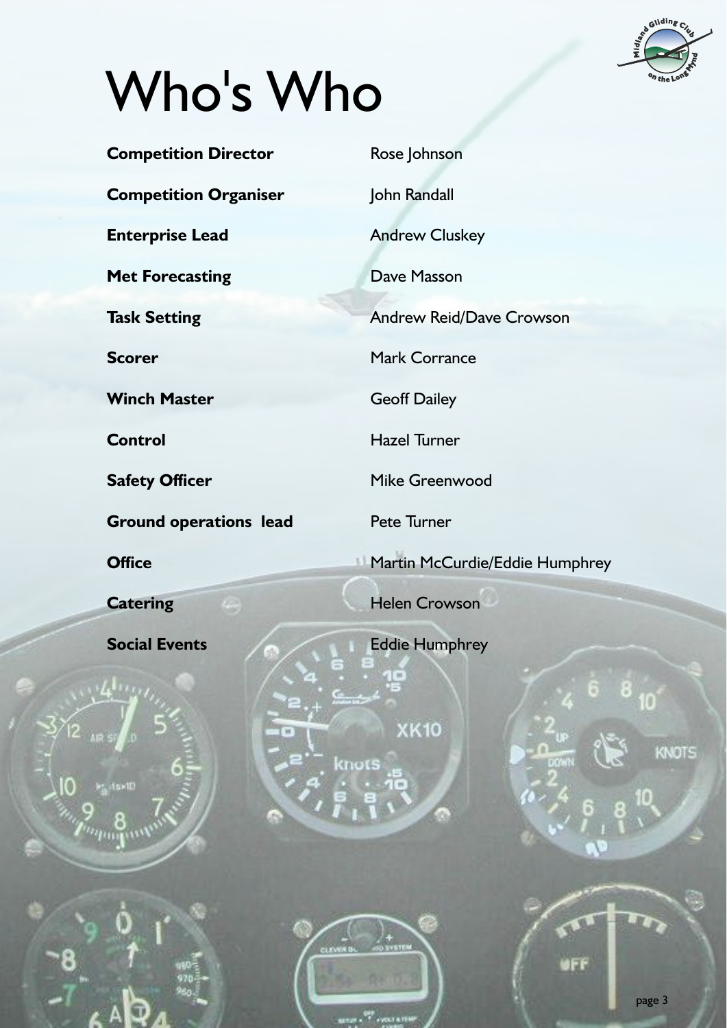# Who's Who

| | |
|---|---|
| **Competition Director** | Rose Johnson |
| **Competition Organiser** | John Randall |
| **Enterprise Lead** | Andrew Cluskey |
| **Met Forecasting** | Dave Masson |
| **Task Setting** | Andrew Reid/Dave Crowson |
| **Scorer** | Mark Corrance |
| **Winch Master** | Geoff Dailey |
| **Control** | Hazel Turner |
| **Safety Officer** | Mike Greenwood |
| **Ground operations lead** | Pete Turner |
| **Office** | Martin McCurdie/Eddie Humphrey |
| **Catering** | Helen Crowson |
| **Social Events** | Eddie Humphrey |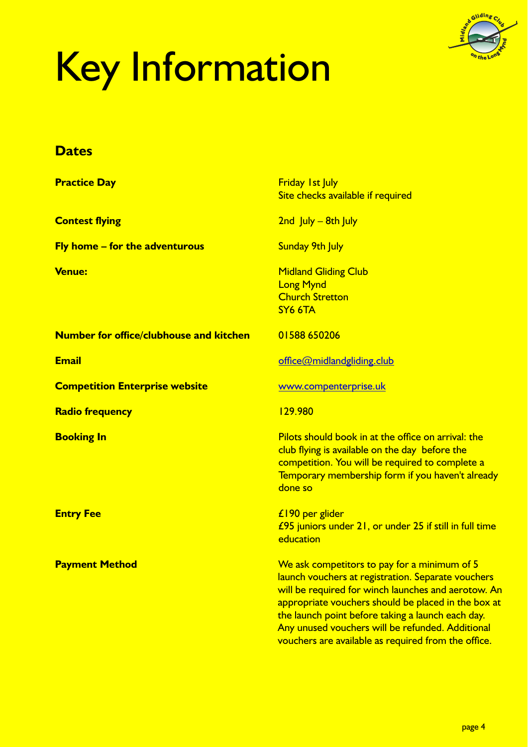# Key Information

## Dates

| | |
|---|---|
| **Practice Day** | Friday 1st July<br>Site checks available if required |
| **Contest flying** | 2nd July – 8th July |
| **Fly home – for the adventurous** | Sunday 9th July |
| **Venue:** | Midland Gliding Club<br>Long Mynd<br>Church Stretton<br>SY6 6TA |
| **Number for office/clubhouse and kitchen** | 01588 650206 |
| **Email** | office@midlandgliding.club |
| **Competition Enterprise website** | www.compenterprise.uk |
| **Radio frequency** | 129.980 |
| **Booking In** | Pilots should book in at the office on arrival: the club flying is available on the day before the competition. You will be required to complete a Temporary membership form if you haven't already done so |
| **Entry Fee** | £190 per glider<br>£95 juniors under 21, or under 25 if still in full time education |
| **Payment Method** | We ask competitors to pay for a minimum of 5 launch vouchers at registration. Separate vouchers will be required for winch launches and aerotow. An appropriate vouchers should be placed in the box at the launch point before taking a launch each day. Any unused vouchers will be refunded. Additional vouchers are available as required from the office. |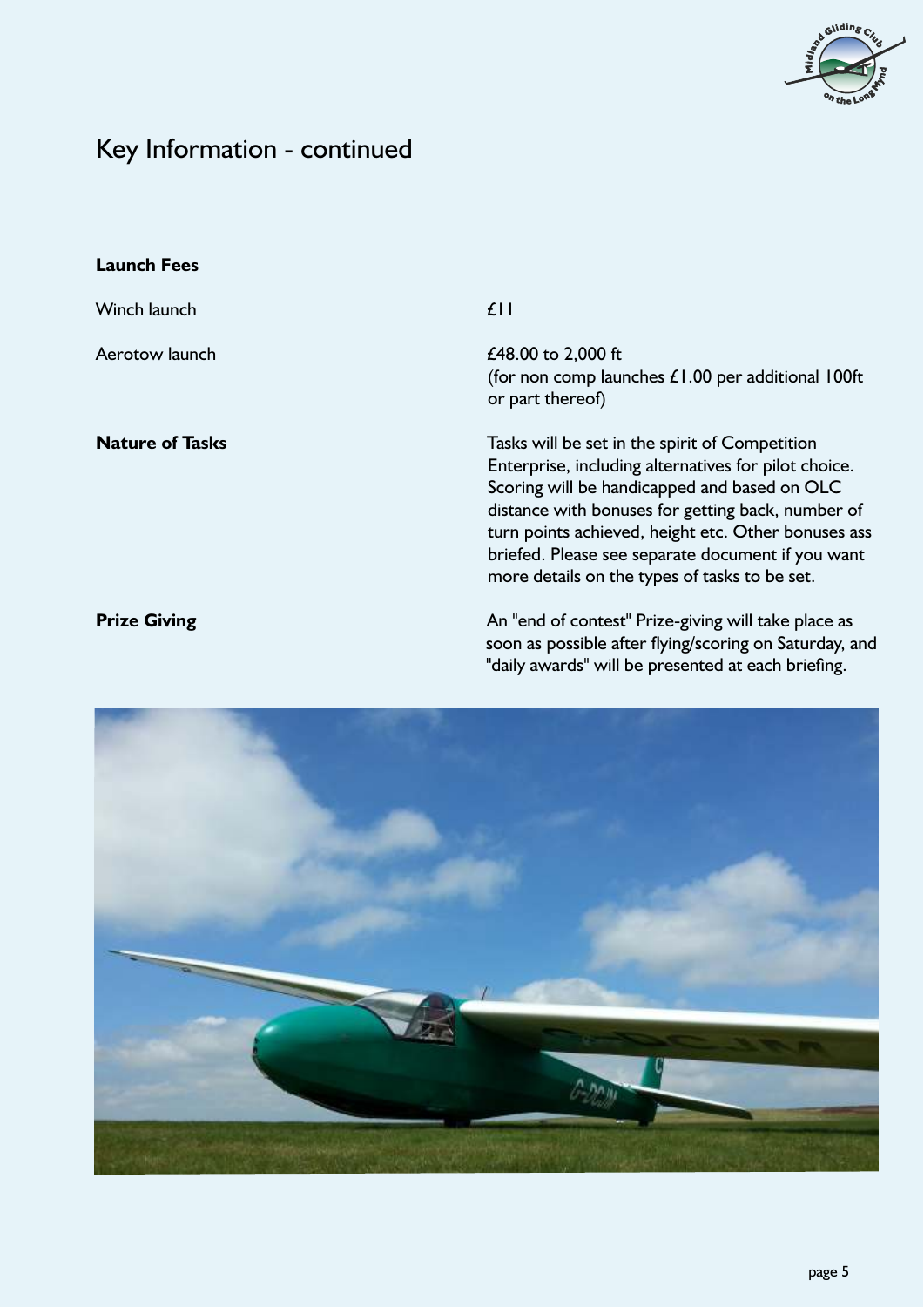# Key Information - continued

**Launch Fees**

| | |
|---|---|
| Winch launch | £11 |
| Aerotow launch | £48.00 to 2,000 ft (for non comp launches £1.00 per additional 100ft or part thereof) |

**Nature of Tasks**

Tasks will be set in the spirit of Competition Enterprise, including alternatives for pilot choice. Scoring will be handicapped and based on OLC distance with bonuses for getting back, number of turn points achieved, height etc. Other bonuses ass briefed. Please see separate document if you want more details on the types of tasks to be set.

**Prize Giving**

An "end of contest" Prize-giving will take place as soon as possible after flying/scoring on Saturday, and "daily awards" will be presented at each briefing.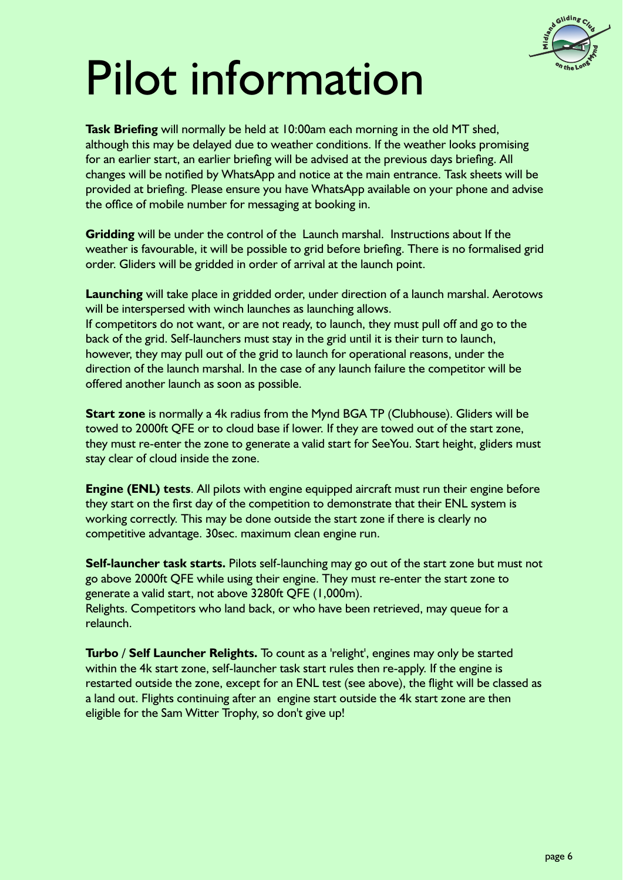# Pilot information

**Task Briefing** will normally be held at 10:00am each morning in the old MT shed, although this may be delayed due to weather conditions. If the weather looks promising for an earlier start, an earlier briefing will be advised at the previous days briefing. All changes will be notified by WhatsApp and notice at the main entrance. Task sheets will be provided at briefing. Please ensure you have WhatsApp available on your phone and advise the office of mobile number for messaging at booking in.

**Gridding** will be under the control of the Launch marshal. Instructions about If the weather is favourable, it will be possible to grid before briefing. There is no formalised grid order. Gliders will be gridded in order of arrival at the launch point.

**Launching** will take place in gridded order, under direction of a launch marshal. Aerotows will be interspersed with winch launches as launching allows.
If competitors do not want, or are not ready, to launch, they must pull off and go to the back of the grid. Self-launchers must stay in the grid until it is their turn to launch, however, they may pull out of the grid to launch for operational reasons, under the direction of the launch marshal. In the case of any launch failure the competitor will be offered another launch as soon as possible.

**Start zone** is normally a 4k radius from the Mynd BGA TP (Clubhouse). Gliders will be towed to 2000ft QFE or to cloud base if lower. If they are towed out of the start zone, they must re-enter the zone to generate a valid start for SeeYou. Start height, gliders must stay clear of cloud inside the zone.

**Engine (ENL) tests**. All pilots with engine equipped aircraft must run their engine before they start on the first day of the competition to demonstrate that their ENL system is working correctly. This may be done outside the start zone if there is clearly no competitive advantage. 30sec. maximum clean engine run.

**Self-launcher task starts.** Pilots self-launching may go out of the start zone but must not go above 2000ft QFE while using their engine. They must re-enter the start zone to generate a valid start, not above 3280ft QFE (1,000m).
Relights. Competitors who land back, or who have been retrieved, may queue for a relaunch.

**Turbo / Self Launcher Relights.** To count as a 'relight', engines may only be started within the 4k start zone, self-launcher task start rules then re-apply. If the engine is restarted outside the zone, except for an ENL test (see above), the flight will be classed as a land out. Flights continuing after an engine start outside the 4k start zone are then eligible for the Sam Witter Trophy, so don't give up!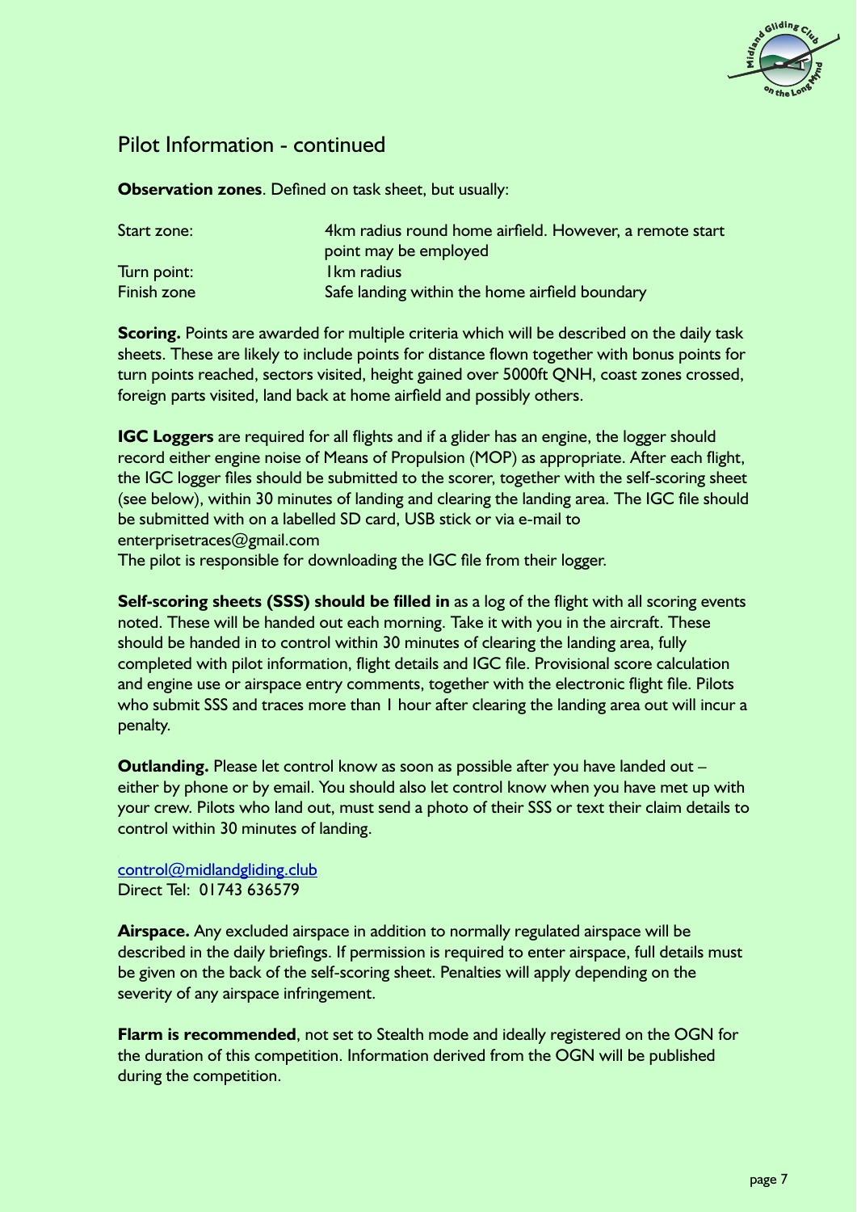## Pilot Information - continued

**Observation zones**. Defined on task sheet, but usually:

| | |
|---|---|
| Start zone: | 4km radius round home airfield. However, a remote start point may be employed |
| Turn point: | 1km radius |
| Finish zone | Safe landing within the home airfield boundary |

**Scoring.** Points are awarded for multiple criteria which will be described on the daily task sheets. These are likely to include points for distance flown together with bonus points for turn points reached, sectors visited, height gained over 5000ft QNH, coast zones crossed, foreign parts visited, land back at home airfield and possibly others.

**IGC Loggers** are required for all flights and if a glider has an engine, the logger should record either engine noise of Means of Propulsion (MOP) as appropriate. After each flight, the IGC logger files should be submitted to the scorer, together with the self-scoring sheet (see below), within 30 minutes of landing and clearing the landing area. The IGC file should be submitted with on a labelled SD card, USB stick or via e-mail to enterprisetraces@gmail.com
The pilot is responsible for downloading the IGC file from their logger.

**Self-scoring sheets (SSS) should be filled in** as a log of the flight with all scoring events noted. These will be handed out each morning. Take it with you in the aircraft. These should be handed in to control within 30 minutes of clearing the landing area, fully completed with pilot information, flight details and IGC file. Provisional score calculation and engine use or airspace entry comments, together with the electronic flight file. Pilots who submit SSS and traces more than 1 hour after clearing the landing area out will incur a penalty.

**Outlanding.** Please let control know as soon as possible after you have landed out – either by phone or by email. You should also let control know when you have met up with your crew. Pilots who land out, must send a photo of their SSS or text their claim details to control within 30 minutes of landing.

control@midlandgliding.club
Direct Tel: 01743 636579

**Airspace.** Any excluded airspace in addition to normally regulated airspace will be described in the daily briefings. If permission is required to enter airspace, full details must be given on the back of the self-scoring sheet. Penalties will apply depending on the severity of any airspace infringement.

**Flarm is recommended**, not set to Stealth mode and ideally registered on the OGN for the duration of this competition. Information derived from the OGN will be published during the competition.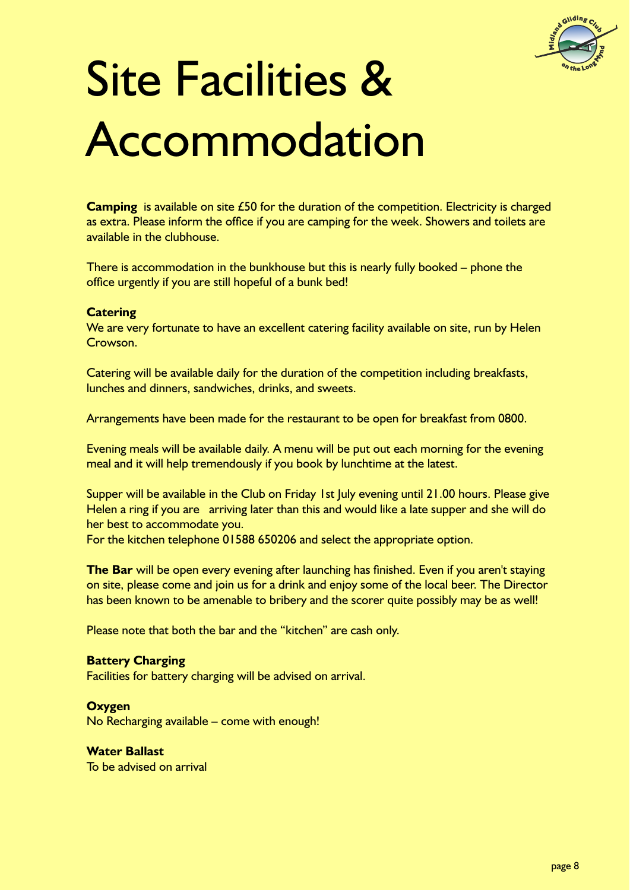# Site Facilities & Accommodation

**Camping** is available on site £50 for the duration of the competition. Electricity is charged as extra. Please inform the office if you are camping for the week. Showers and toilets are available in the clubhouse.

There is accommodation in the bunkhouse but this is nearly fully booked – phone the office urgently if you are still hopeful of a bunk bed!

**Catering**
We are very fortunate to have an excellent catering facility available on site, run by Helen Crowson.

Catering will be available daily for the duration of the competition including breakfasts, lunches and dinners, sandwiches, drinks, and sweets.

Arrangements have been made for the restaurant to be open for breakfast from 0800.

Evening meals will be available daily. A menu will be put out each morning for the evening meal and it will help tremendously if you book by lunchtime at the latest.

Supper will be available in the Club on Friday 1st July evening until 21.00 hours. Please give Helen a ring if you are arriving later than this and would like a late supper and she will do her best to accommodate you.
For the kitchen telephone 01588 650206 and select the appropriate option.

**The Bar** will be open every evening after launching has finished. Even if you aren't staying on site, please come and join us for a drink and enjoy some of the local beer. The Director has been known to be amenable to bribery and the scorer quite possibly may be as well!

Please note that both the bar and the "kitchen" are cash only.

**Battery Charging**
Facilities for battery charging will be advised on arrival.

**Oxygen**
No Recharging available – come with enough!

**Water Ballast**
To be advised on arrival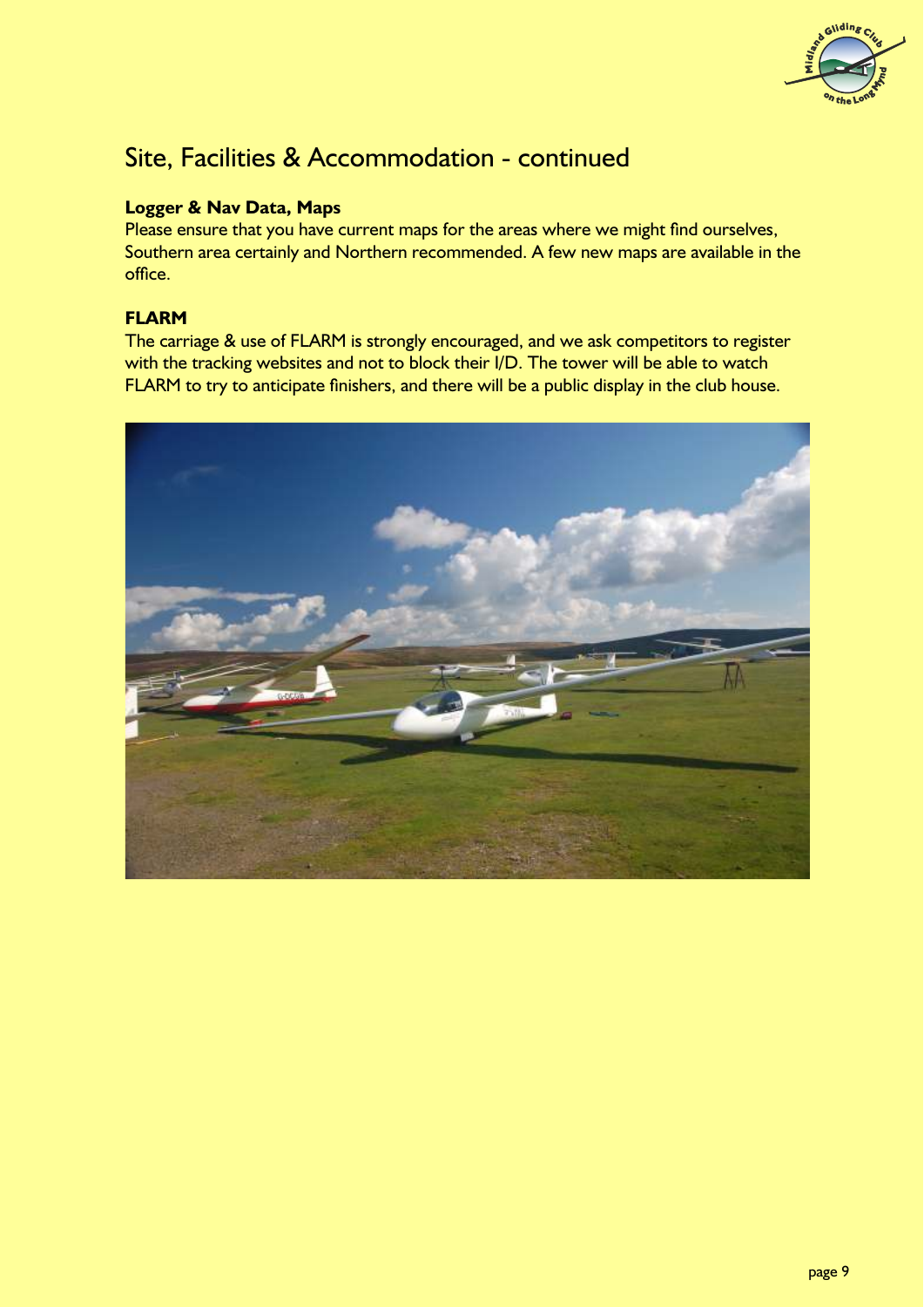# Site, Facilities & Accommodation - continued

**Logger & Nav Data, Maps**

Please ensure that you have current maps for the areas where we might find ourselves, Southern area certainly and Northern recommended. A few new maps are available in the office.

**FLARM**

The carriage & use of FLARM is strongly encouraged, and we ask competitors to register with the tracking websites and not to block their I/D. The tower will be able to watch FLARM to try to anticipate finishers, and there will be a public display in the club house.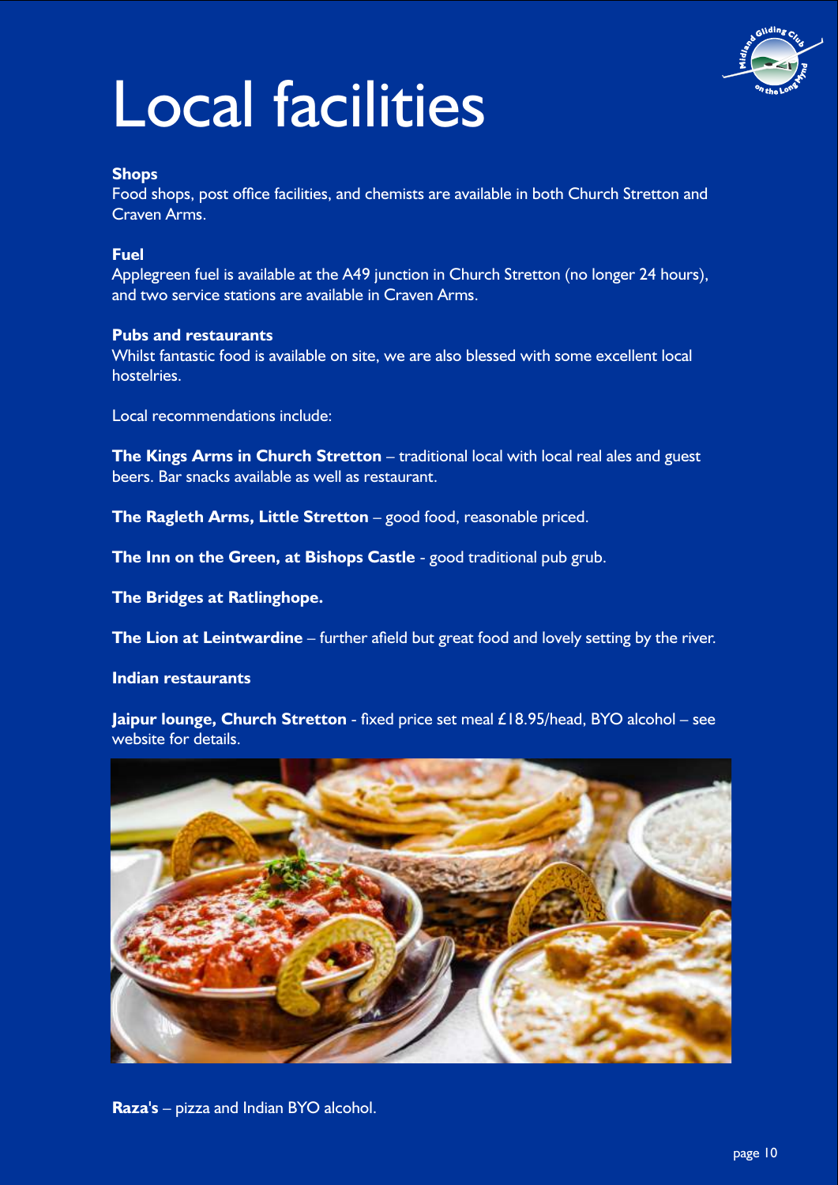# Local facilities

**Shops**

Food shops, post office facilities, and chemists are available in both Church Stretton and Craven Arms.

**Fuel**

Applegreen fuel is available at the A49 junction in Church Stretton (no longer 24 hours), and two service stations are available in Craven Arms.

**Pubs and restaurants**

Whilst fantastic food is available on site, we are also blessed with some excellent local hostelries.

Local recommendations include:

**The Kings Arms in Church Stretton** – traditional local with local real ales and guest beers. Bar snacks available as well as restaurant.

**The Ragleth Arms, Little Stretton** – good food, reasonable priced.

**The Inn on the Green, at Bishops Castle** - good traditional pub grub.

**The Bridges at Ratlinghope.**

**The Lion at Leintwardine** – further afield but great food and lovely setting by the river.

**Indian restaurants**

**Jaipur lounge, Church Stretton** - fixed price set meal £18.95/head, BYO alcohol – see website for details.

**Raza's** – pizza and Indian BYO alcohol.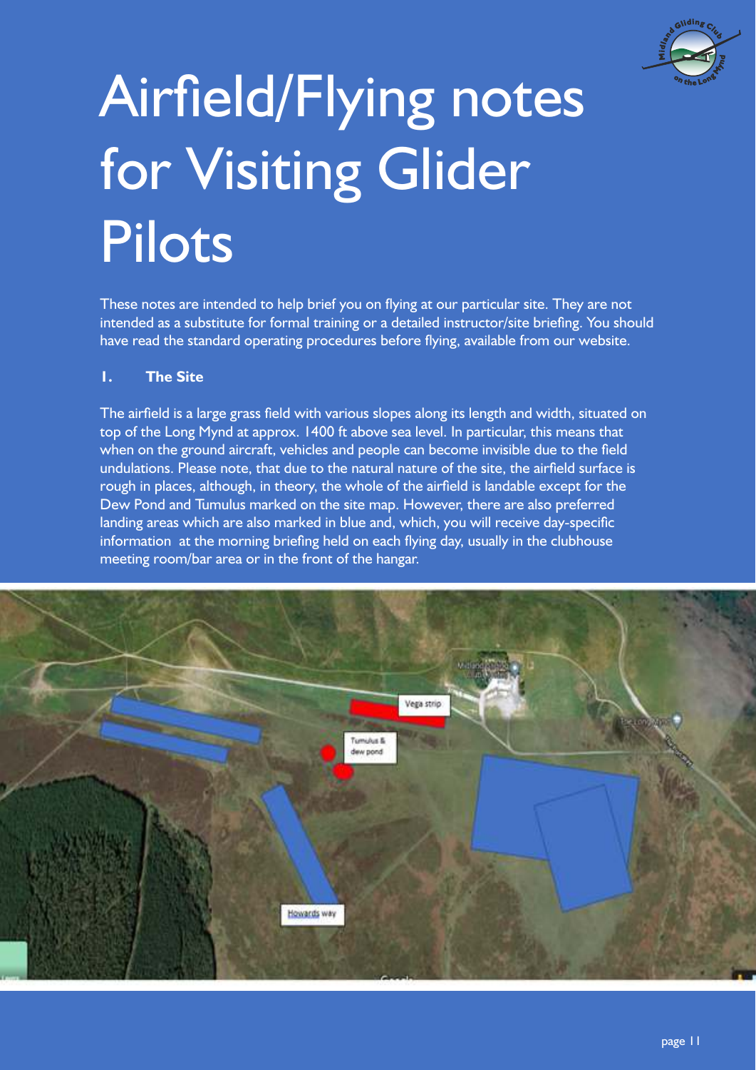# Airfield/Flying notes for Visiting Glider Pilots

These notes are intended to help brief you on flying at our particular site. They are not intended as a substitute for formal training or a detailed instructor/site briefing. You should have read the standard operating procedures before flying, available from our website.

## 1. The Site

The airfield is a large grass field with various slopes along its length and width, situated on top of the Long Mynd at approx. 1400 ft above sea level. In particular, this means that when on the ground aircraft, vehicles and people can become invisible due to the field undulations. Please note, that due to the natural nature of the site, the airfield surface is rough in places, although, in theory, the whole of the airfield is landable except for the Dew Pond and Tumulus marked on the site map. However, there are also preferred landing areas which are also marked in blue and, which, you will receive day-specific information at the morning briefing held on each flying day, usually in the clubhouse meeting room/bar area or in the front of the hangar.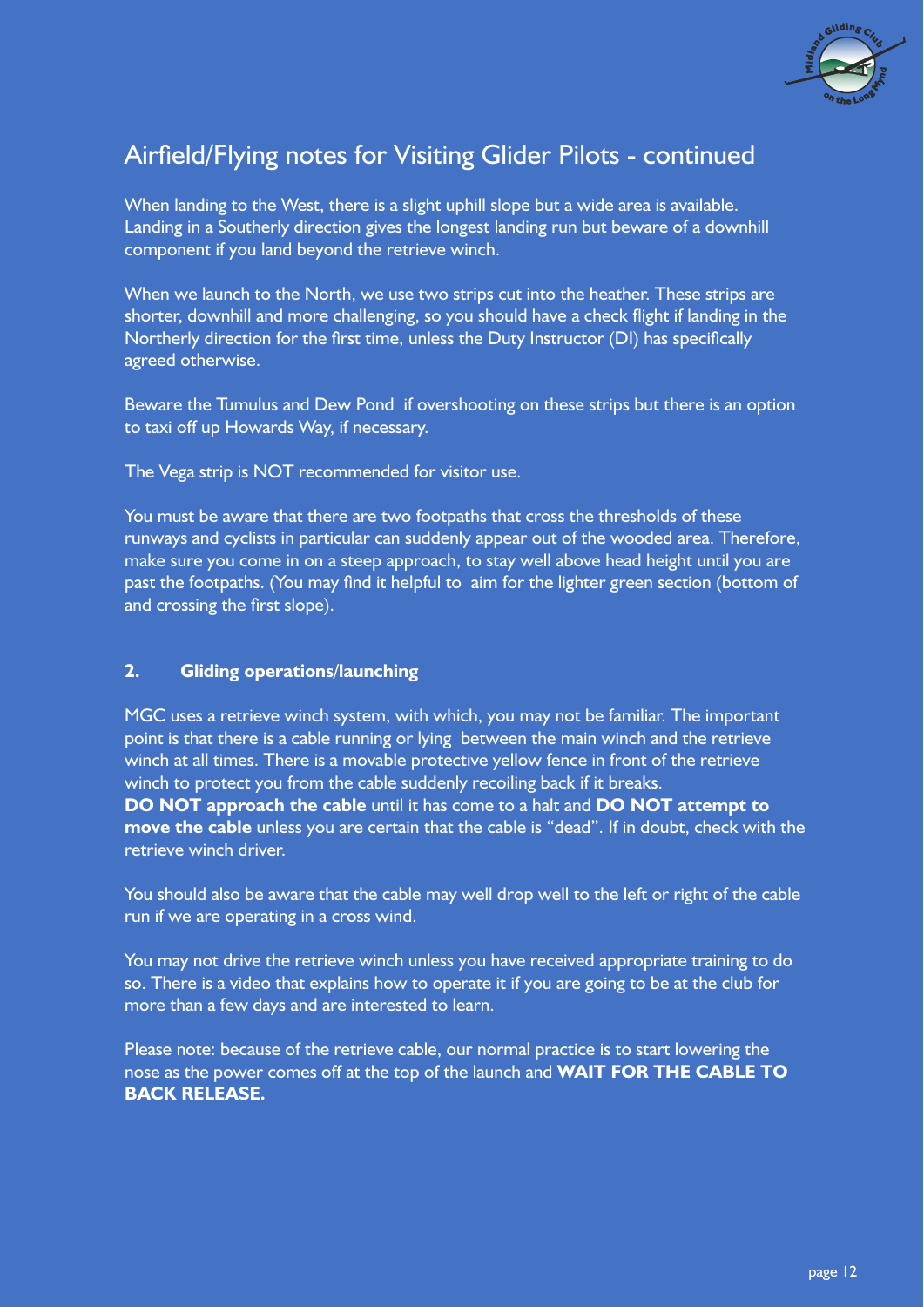# Airfield/Flying notes for Visiting Glider Pilots - continued

When landing to the West, there is a slight uphill slope but a wide area is available. Landing in a Southerly direction gives the longest landing run but beware of a downhill component if you land beyond the retrieve winch.

When we launch to the North, we use two strips cut into the heather. These strips are shorter, downhill and more challenging, so you should have a check flight if landing in the Northerly direction for the first time, unless the Duty Instructor (DI) has specifically agreed otherwise.

Beware the Tumulus and Dew Pond if overshooting on these strips but there is an option to taxi off up Howards Way, if necessary.

The Vega strip is NOT recommended for visitor use.

You must be aware that there are two footpaths that cross the thresholds of these runways and cyclists in particular can suddenly appear out of the wooded area. Therefore, make sure you come in on a steep approach, to stay well above head height until you are past the footpaths. (You may find it helpful to aim for the lighter green section (bottom of and crossing the first slope).

## 2. Gliding operations/launching

MGC uses a retrieve winch system, with which, you may not be familiar. The important point is that there is a cable running or lying between the main winch and the retrieve winch at all times. There is a movable protective yellow fence in front of the retrieve winch to protect you from the cable suddenly recoiling back if it breaks.
**DO NOT approach the cable** until it has come to a halt and **DO NOT attempt to move the cable** unless you are certain that the cable is "dead". If in doubt, check with the retrieve winch driver.

You should also be aware that the cable may well drop well to the left or right of the cable run if we are operating in a cross wind.

You may not drive the retrieve winch unless you have received appropriate training to do so. There is a video that explains how to operate it if you are going to be at the club for more than a few days and are interested to learn.

Please note: because of the retrieve cable, our normal practice is to start lowering the nose as the power comes off at the top of the launch and **WAIT FOR THE CABLE TO BACK RELEASE.**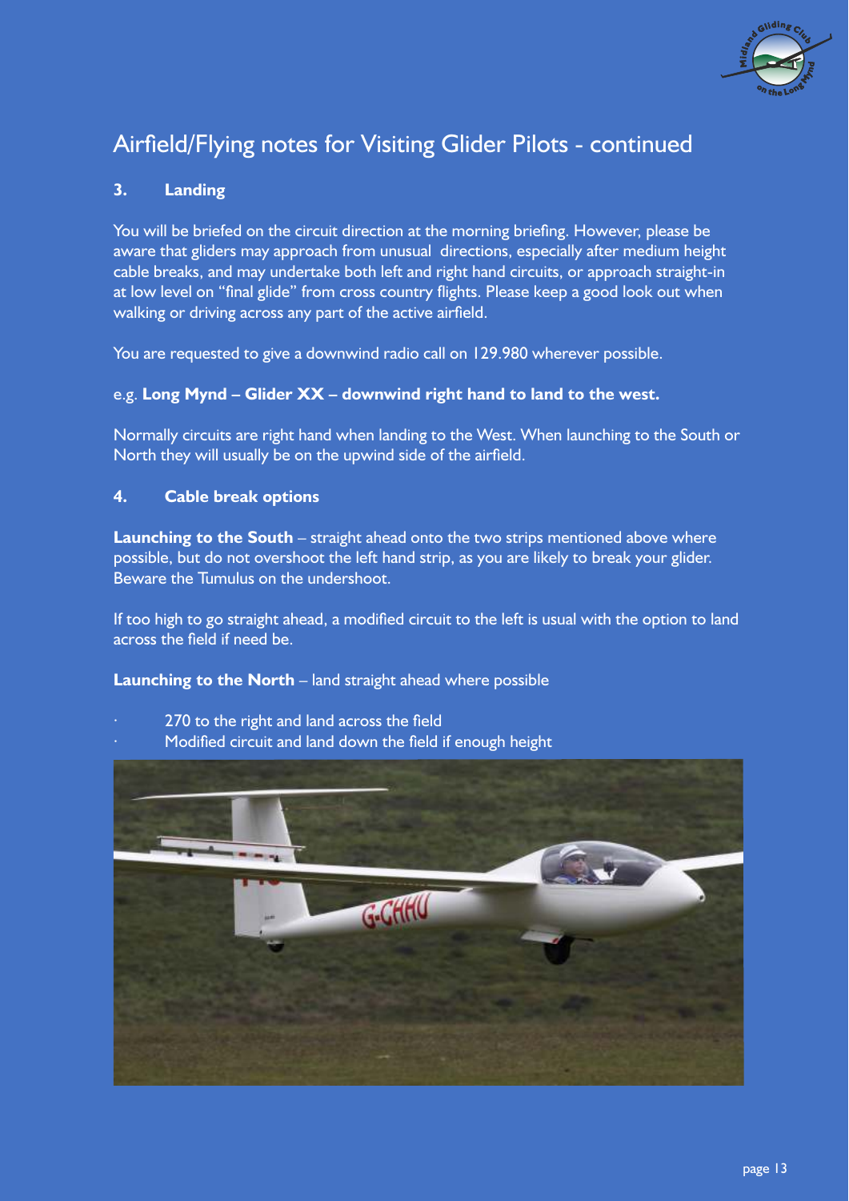# Airfield/Flying notes for Visiting Glider Pilots - continued

## 3. Landing

You will be briefed on the circuit direction at the morning briefing. However, please be aware that gliders may approach from unusual directions, especially after medium height cable breaks, and may undertake both left and right hand circuits, or approach straight-in at low level on “final glide” from cross country flights. Please keep a good look out when walking or driving across any part of the active airfield.

You are requested to give a downwind radio call on 129.980 wherever possible.

e.g. **Long Mynd – Glider XX – downwind right hand to land to the west.**

Normally circuits are right hand when landing to the West. When launching to the South or North they will usually be on the upwind side of the airfield.

## 4. Cable break options

**Launching to the South** – straight ahead onto the two strips mentioned above where possible, but do not overshoot the left hand strip, as you are likely to break your glider. Beware the Tumulus on the undershoot.

If too high to go straight ahead, a modified circuit to the left is usual with the option to land across the field if need be.

**Launching to the North** – land straight ahead where possible

- 270 to the right and land across the field
- Modified circuit and land down the field if enough height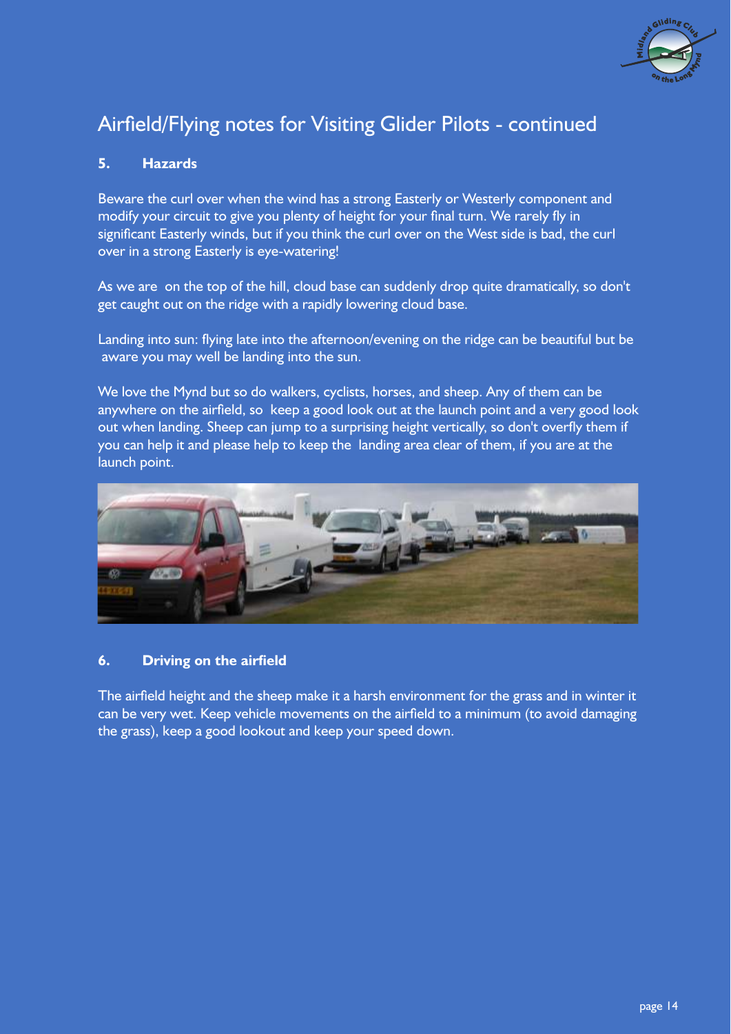# Airfield/Flying notes for Visiting Glider Pilots - continued

### 5. Hazards

Beware the curl over when the wind has a strong Easterly or Westerly component and modify your circuit to give you plenty of height for your final turn. We rarely fly in significant Easterly winds, but if you think the curl over on the West side is bad, the curl over in a strong Easterly is eye-watering!

As we are on the top of the hill, cloud base can suddenly drop quite dramatically, so don't get caught out on the ridge with a rapidly lowering cloud base.

Landing into sun: flying late into the afternoon/evening on the ridge can be beautiful but be aware you may well be landing into the sun.

We love the Mynd but so do walkers, cyclists, horses, and sheep. Any of them can be anywhere on the airfield, so keep a good look out at the launch point and a very good look out when landing. Sheep can jump to a surprising height vertically, so don't overfly them if you can help it and please help to keep the landing area clear of them, if you are at the launch point.

### 6. Driving on the airfield

The airfield height and the sheep make it a harsh environment for the grass and in winter it can be very wet. Keep vehicle movements on the airfield to a minimum (to avoid damaging the grass), keep a good lookout and keep your speed down.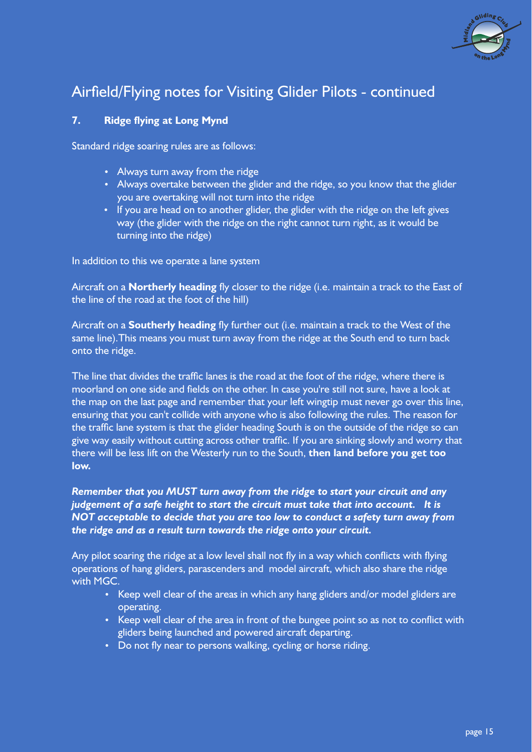# Airfield/Flying notes for Visiting Glider Pilots - continued

## 7. Ridge flying at Long Mynd

Standard ridge soaring rules are as follows:

- Always turn away from the ridge
- Always overtake between the glider and the ridge, so you know that the glider you are overtaking will not turn into the ridge
- If you are head on to another glider, the glider with the ridge on the left gives way (the glider with the ridge on the right cannot turn right, as it would be turning into the ridge)

In addition to this we operate a lane system

Aircraft on a **Northerly heading** fly closer to the ridge (i.e. maintain a track to the East of the line of the road at the foot of the hill)

Aircraft on a **Southerly heading** fly further out (i.e. maintain a track to the West of the same line).This means you must turn away from the ridge at the South end to turn back onto the ridge.

The line that divides the traffic lanes is the road at the foot of the ridge, where there is moorland on one side and fields on the other. In case you're still not sure, have a look at the map on the last page and remember that your left wingtip must never go over this line, ensuring that you can't collide with anyone who is also following the rules. The reason for the traffic lane system is that the glider heading South is on the outside of the ridge so can give way easily without cutting across other traffic. If you are sinking slowly and worry that there will be less lift on the Westerly run to the South, **then land before you get too low.**

***Remember that you MUST turn away from the ridge to start your circuit and any judgement of a safe height to start the circuit must take that into account. It is NOT acceptable to decide that you are too low to conduct a safety turn away from the ridge and as a result turn towards the ridge onto your circuit.***

Any pilot soaring the ridge at a low level shall not fly in a way which conflicts with flying operations of hang gliders, parascenders and model aircraft, which also share the ridge with MGC.

- Keep well clear of the areas in which any hang gliders and/or model gliders are operating.
- Keep well clear of the area in front of the bungee point so as not to conflict with gliders being launched and powered aircraft departing.
- Do not fly near to persons walking, cycling or horse riding.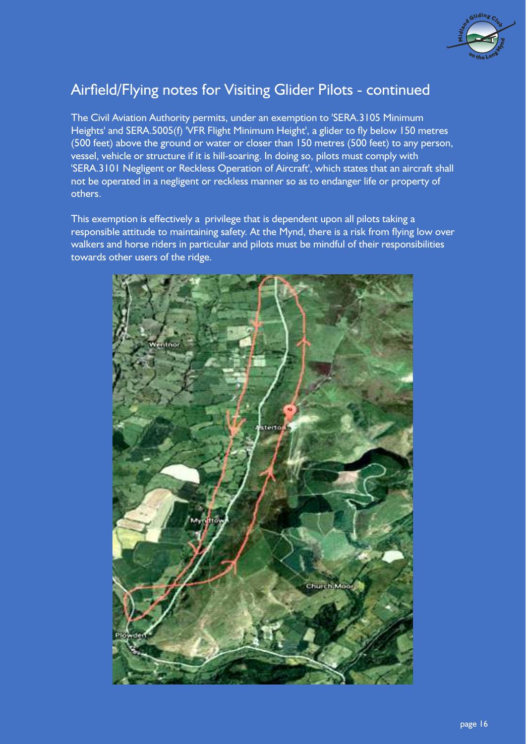## Airfield/Flying notes for Visiting Glider Pilots - continued

The Civil Aviation Authority permits, under an exemption to 'SERA.3105 Minimum Heights' and SERA.5005(f) 'VFR Flight Minimum Height', a glider to fly below 150 metres (500 feet) above the ground or water or closer than 150 metres (500 feet) to any person, vessel, vehicle or structure if it is hill-soaring. In doing so, pilots must comply with 'SERA.3101 Negligent or Reckless Operation of Aircraft', which states that an aircraft shall not be operated in a negligent or reckless manner so as to endanger life or property of others.

This exemption is effectively a privilege that is dependent upon all pilots taking a responsible attitude to maintaining safety. At the Mynd, there is a risk from flying low over walkers and horse riders in particular and pilots must be mindful of their responsibilities towards other users of the ridge.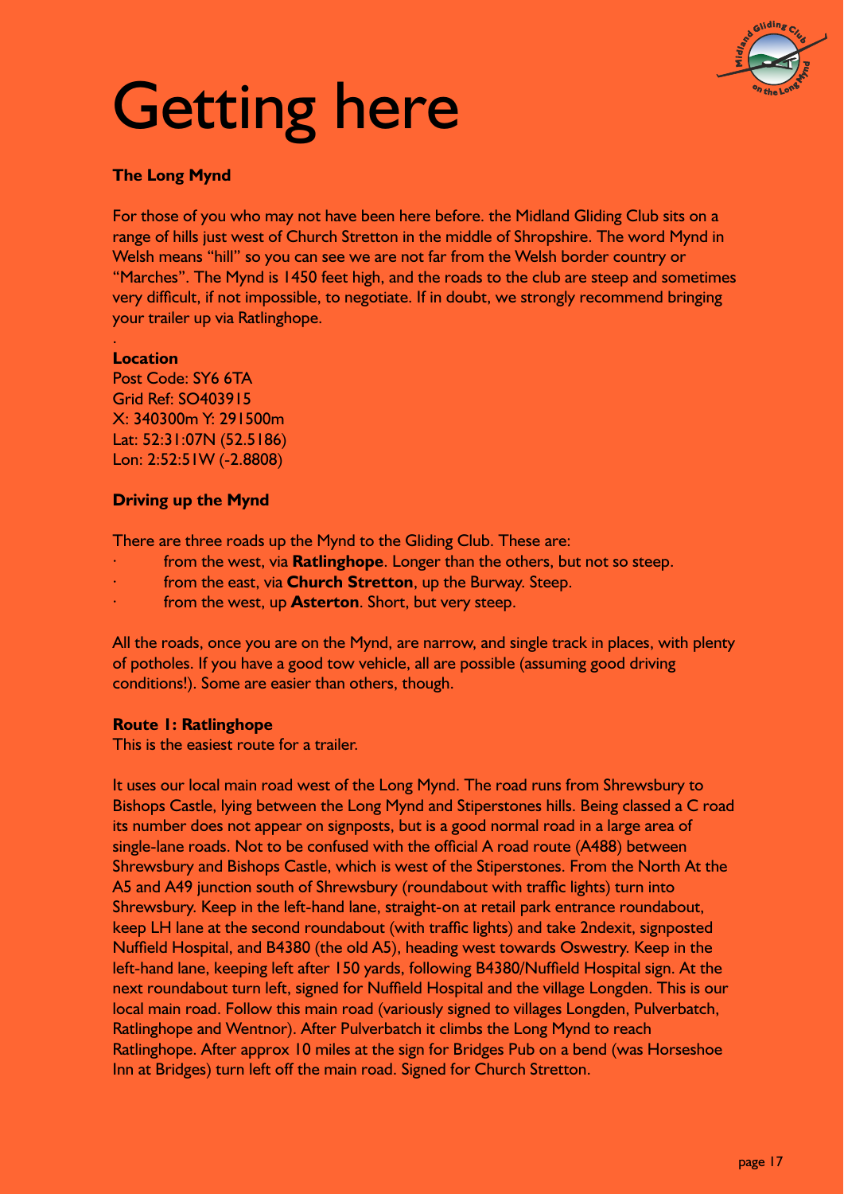# Getting here

**The Long Mynd**

For those of you who may not have been here before. the Midland Gliding Club sits on a range of hills just west of Church Stretton in the middle of Shropshire. The word Mynd in Welsh means "hill" so you can see we are not far from the Welsh border country or "Marches". The Mynd is 1450 feet high, and the roads to the club are steep and sometimes very difficult, if not impossible, to negotiate. If in doubt, we strongly recommend bringing your trailer up via Ratlinghope.

.

**Location**
Post Code: SY6 6TA
Grid Ref: SO403915
X: 340300m Y: 291500m
Lat: 52:31:07N (52.5186)
Lon: 2:52:51W (-2.8808)

**Driving up the Mynd**

There are three roads up the Mynd to the Gliding Club. These are:

- from the west, via **Ratlinghope**. Longer than the others, but not so steep.
- from the east, via **Church Stretton**, up the Burway. Steep.
- from the west, up **Asterton**. Short, but very steep.

All the roads, once you are on the Mynd, are narrow, and single track in places, with plenty of potholes. If you have a good tow vehicle, all are possible (assuming good driving conditions!). Some are easier than others, though.

**Route 1: Ratlinghope**
This is the easiest route for a trailer.

It uses our local main road west of the Long Mynd. The road runs from Shrewsbury to Bishops Castle, lying between the Long Mynd and Stiperstones hills. Being classed a C road its number does not appear on signposts, but is a good normal road in a large area of single-lane roads. Not to be confused with the official A road route (A488) between Shrewsbury and Bishops Castle, which is west of the Stiperstones. From the North At the A5 and A49 junction south of Shrewsbury (roundabout with traffic lights) turn into Shrewsbury. Keep in the left-hand lane, straight-on at retail park entrance roundabout, keep LH lane at the second roundabout (with traffic lights) and take 2ndexit, signposted Nuffield Hospital, and B4380 (the old A5), heading west towards Oswestry. Keep in the left-hand lane, keeping left after 150 yards, following B4380/Nuffield Hospital sign. At the next roundabout turn left, signed for Nuffield Hospital and the village Longden. This is our local main road. Follow this main road (variously signed to villages Longden, Pulverbatch, Ratlinghope and Wentnor). After Pulverbatch it climbs the Long Mynd to reach Ratlinghope. After approx 10 miles at the sign for Bridges Pub on a bend (was Horseshoe Inn at Bridges) turn left off the main road. Signed for Church Stretton.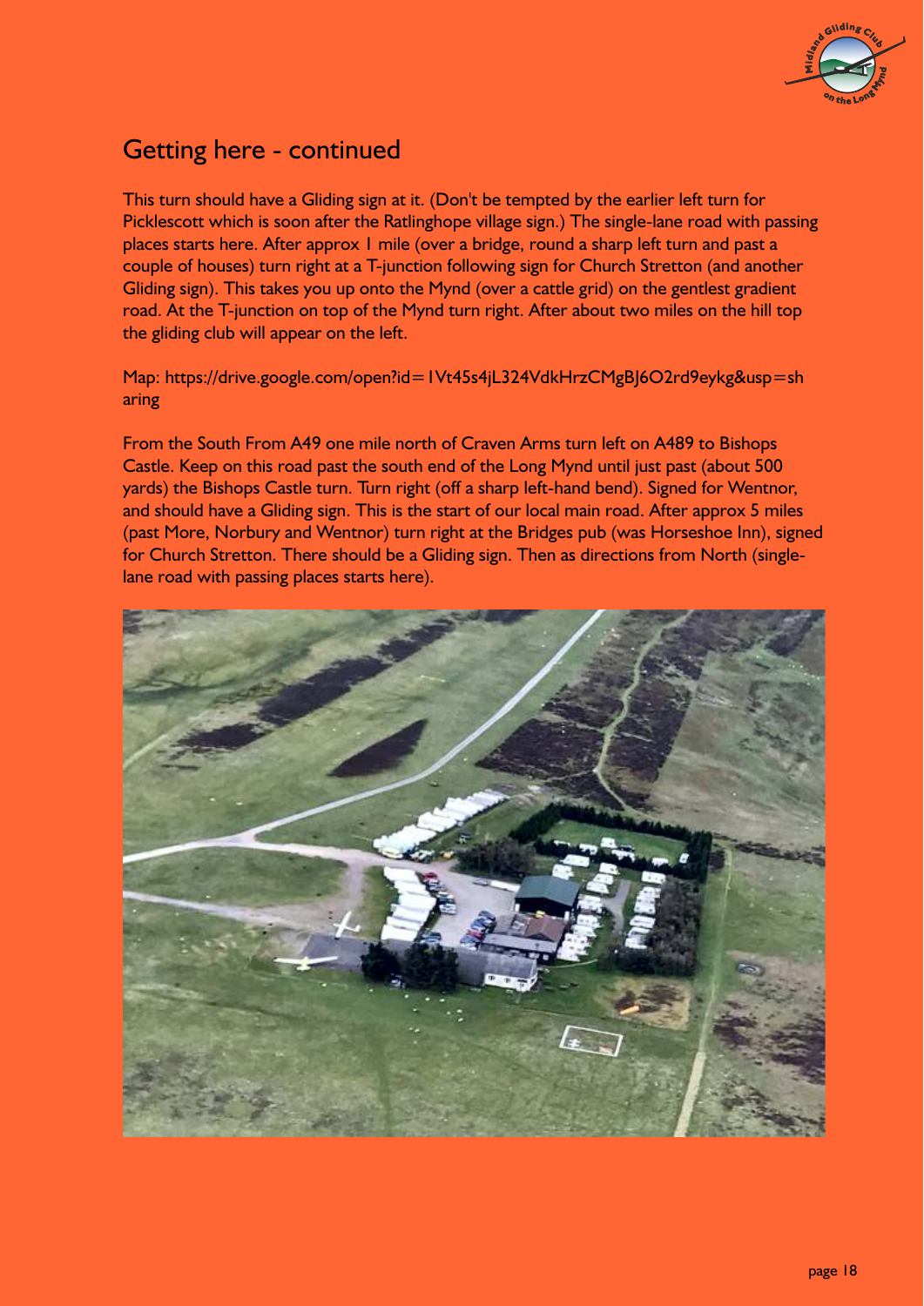## Getting here - continued

This turn should have a Gliding sign at it. (Don't be tempted by the earlier left turn for Picklescott which is soon after the Ratlinghope village sign.) The single-lane road with passing places starts here. After approx 1 mile (over a bridge, round a sharp left turn and past a couple of houses) turn right at a T-junction following sign for Church Stretton (and another Gliding sign). This takes you up onto the Mynd (over a cattle grid) on the gentlest gradient road. At the T-junction on top of the Mynd turn right. After about two miles on the hill top the gliding club will appear on the left.

Map: https://drive.google.com/open?id=1Vt45s4jL324VdkHrzCMgBJ6O2rd9eykg&usp=sharing

From the South From A49 one mile north of Craven Arms turn left on A489 to Bishops Castle. Keep on this road past the south end of the Long Mynd until just past (about 500 yards) the Bishops Castle turn. Turn right (off a sharp left-hand bend). Signed for Wentnor, and should have a Gliding sign. This is the start of our local main road. After approx 5 miles (past More, Norbury and Wentnor) turn right at the Bridges pub (was Horseshoe Inn), signed for Church Stretton. There should be a Gliding sign. Then as directions from North (single-lane road with passing places starts here).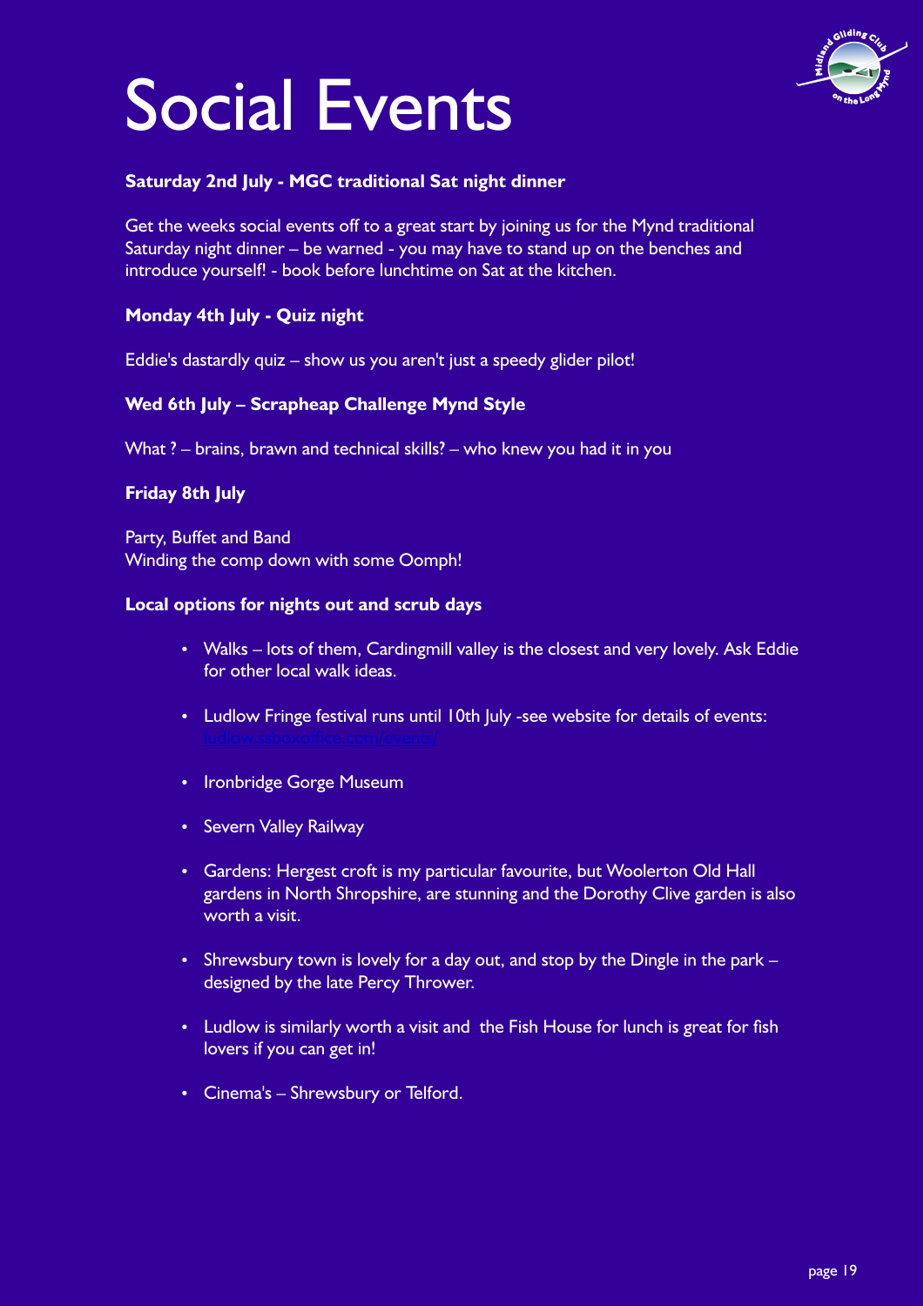# Social Events

**Saturday 2nd July - MGC traditional Sat night dinner**

Get the weeks social events off to a great start by joining us for the Mynd traditional Saturday night dinner – be warned - you may have to stand up on the benches and introduce yourself! - book before lunchtime on Sat at the kitchen.

**Monday 4th July - Quiz night**

Eddie's dastardly quiz – show us you aren't just a speedy glider pilot!

**Wed 6th July – Scrapheap Challenge Mynd Style**

What ? – brains, brawn and technical skills? – who knew you had it in you

**Friday 8th July**

Party, Buffet and Band
Winding the comp down with some Oomph!

**Local options for nights out and scrub days**

- Walks – lots of them, Cardingmill valley is the closest and very lovely. Ask Eddie for other local walk ideas.
- Ludlow Fringe festival runs until 10th July -see website for details of events: ludlow.ssboxoffice.com/events/
- Ironbridge Gorge Museum
- Severn Valley Railway
- Gardens: Hergest croft is my particular favourite, but Woolerton Old Hall gardens in North Shropshire, are stunning and the Dorothy Clive garden is also worth a visit.
- Shrewsbury town is lovely for a day out, and stop by the Dingle in the park – designed by the late Percy Thrower.
- Ludlow is similarly worth a visit and the Fish House for lunch is great for fish lovers if you can get in!
- Cinema's – Shrewsbury or Telford.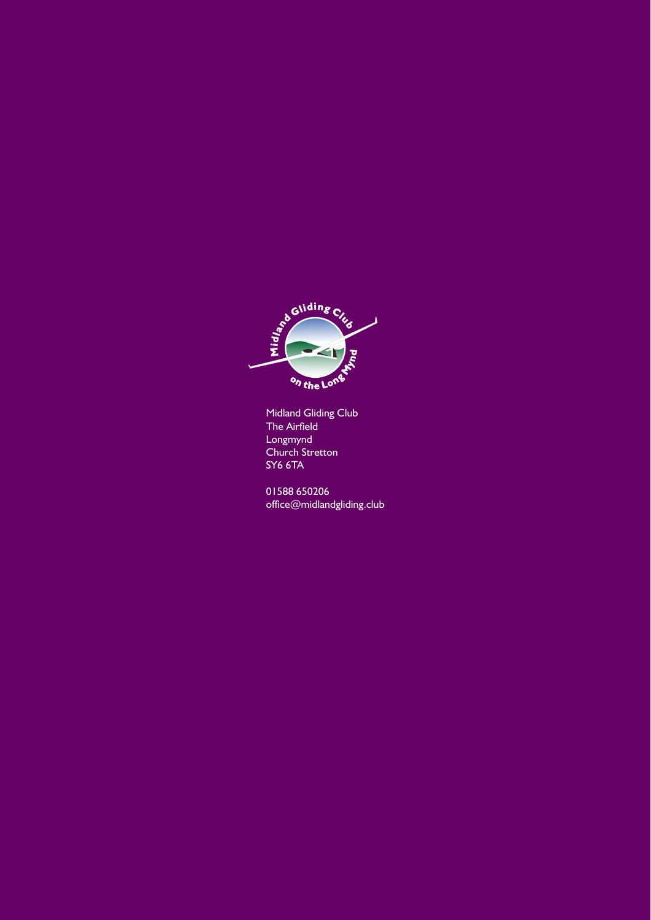Midland Gliding Club
The Airfield
Longmynd
Church Stretton
SY6 6TA

01588 650206
office@midlandgliding.club